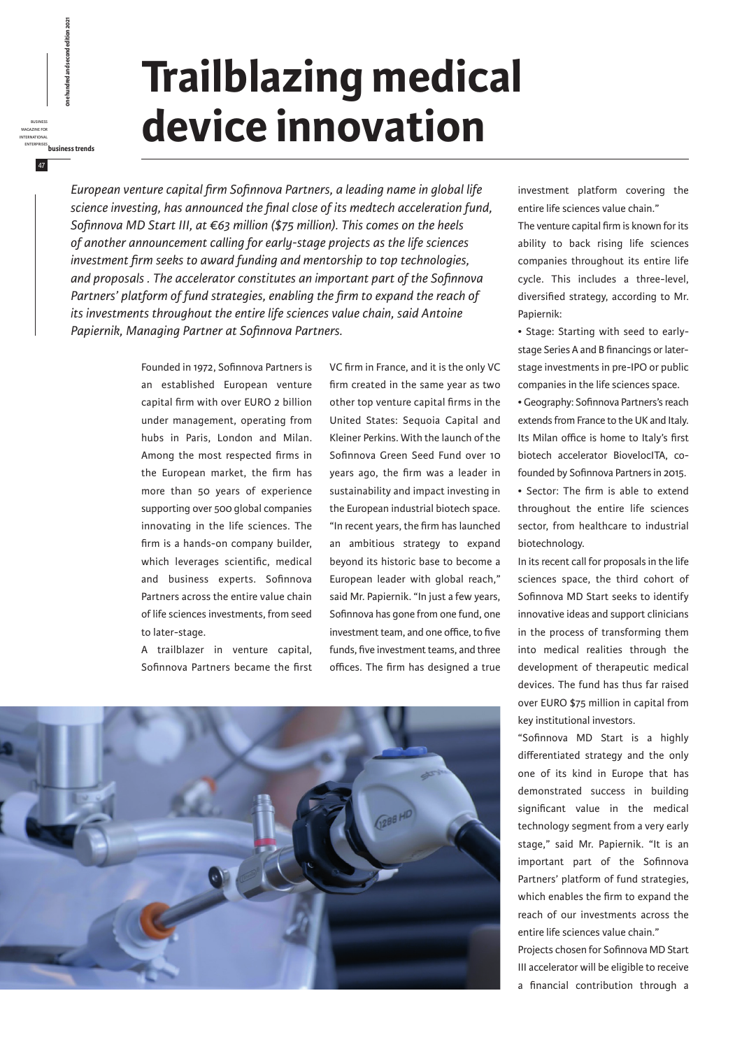# Trailblazing medical device innovation

*European venture capital firm Sofinnova Partners, a leading name in global life science investing, has announced the final close of its medtech acceleration fund, Sofinnova MD Start III, at €63 million ($75 million). This comes on the heels of another announcement calling for early-stage projects as the life sciences investment firm seeks to award funding and mentorship to top technologies, and proposals . The accelerator constitutes an important part of the Sofinnova Partners' platform of fund strategies, enabling the firm to expand the reach of its investments throughout the entire life sciences value chain, said Antoine Papiernik, Managing Partner at Sofinnova Partners.*

Founded in 1972, Sofinnova Partners is an established European venture capital firm with over EURO 2 billion under management, operating from hubs in Paris, London and Milan. Among the most respected firms in the European market, the firm has more than 50 years of experience supporting over 500 global companies innovating in the life sciences. The firm is a hands-on company builder, which leverages scientific, medical and business experts. Sofinnova Partners across the entire value chain of life sciences investments, from seed to later-stage.

A trailblazer in venture capital, Sofinnova Partners became the first VC firm in France, and it is the only VC firm created in the same year as two other top venture capital firms in the United States: Sequoia Capital and Kleiner Perkins. With the launch of the Sofinnova Green Seed Fund over 10 years ago, the firm was a leader in sustainability and impact investing in the European industrial biotech space. "In recent years, the firm has launched an ambitious strategy to expand beyond its historic base to become a European leader with global reach," said Mr. Papiernik. "In just a few years, Sofinnova has gone from one fund, one investment team, and one office, to five funds, five investment teams, and three offices. The firm has designed a true investment platform covering the entire life sciences value chain."

The venture capital firm is known for its ability to back rising life sciences companies throughout its entire life cycle. This includes a three-level, diversified strategy, according to Mr. Papiernik:

- Stage: Starting with seed to early-stage Series A and B financings or later-stage investments in pre-IPO or public companies in the life sciences space.
- Geography: Sofinnova Partners's reach extends from France to the UK and Italy. Its Milan office is home to Italy's first biotech accelerator BioveloclTA, co-founded by Sofinnova Partners in 2015.
- Sector: The firm is able to extend throughout the entire life sciences sector, from healthcare to industrial biotechnology.

In its recent call for proposals in the life sciences space, the third cohort of Sofinnova MD Start seeks to identify innovative ideas and support clinicians in the process of transforming them into medical realities through the development of therapeutic medical devices. The fund has thus far raised over EURO $75 million in capital from key institutional investors.

"Sofinnova MD Start is a highly differentiated strategy and the only one of its kind in Europe that has demonstrated success in building significant value in the medical technology segment from a very early stage," said Mr. Papiernik. "It is an important part of the Sofinnova Partners' platform of fund strategies, which enables the firm to expand the reach of our investments across the entire life sciences value chain."

Projects chosen for Sofinnova MD Start III accelerator will be eligible to receive a financial contribution through a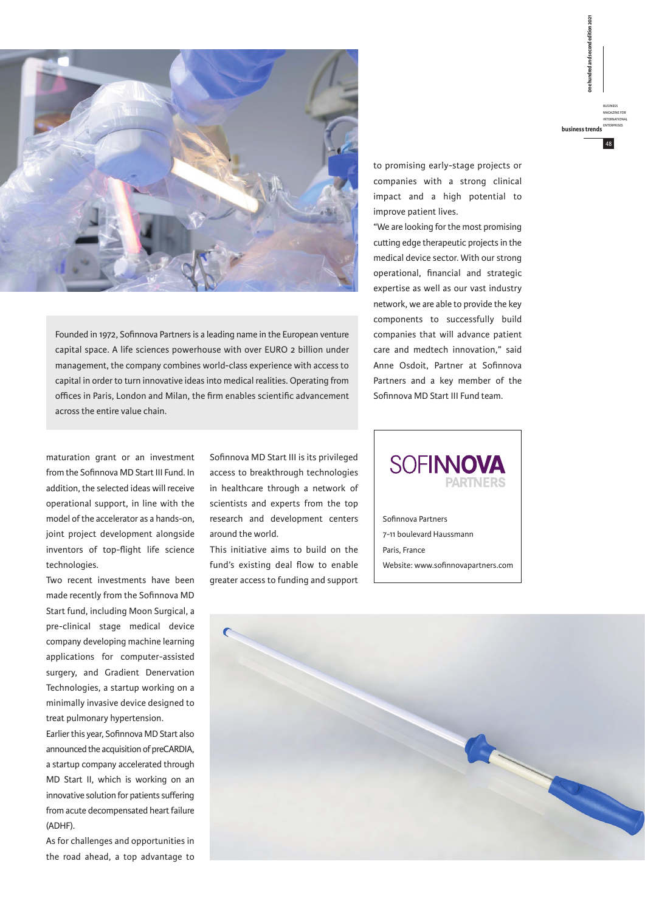Founded in 1972, Sofinnova Partners is a leading name in the European venture capital space. A life sciences powerhouse with over EURO 2 billion under management, the company combines world-class experience with access to capital in order to turn innovative ideas into medical realities. Operating from offices in Paris, London and Milan, the firm enables scientific advancement across the entire value chain.

maturation grant or an investment from the Sofinnova MD Start III Fund. In addition, the selected ideas will receive operational support, in line with the model of the accelerator as a hands-on, joint project development alongside inventors of top-flight life science technologies.

Two recent investments have been made recently from the Sofinnova MD Start fund, including Moon Surgical, a pre-clinical stage medical device company developing machine learning applications for computer-assisted surgery, and Gradient Denervation Technologies, a startup working on a minimally invasive device designed to treat pulmonary hypertension.

Earlier this year, Sofinnova MD Start also announced the acquisition of preCARDIA, a startup company accelerated through MD Start II, which is working on an innovative solution for patients suffering from acute decompensated heart failure (ADHF).

As for challenges and opportunities in the road ahead, a top advantage to Sofinnova MD Start III is its privileged access to breakthrough technologies in healthcare through a network of scientists and experts from the top research and development centers around the world.

This initiative aims to build on the fund's existing deal flow to enable greater access to funding and support to promising early-stage projects or companies with a strong clinical impact and a high potential to improve patient lives.

"We are looking for the most promising cutting edge therapeutic projects in the medical device sector. With our strong operational, financial and strategic expertise as well as our vast industry network, we are able to provide the key components to successfully build companies that will advance patient care and medtech innovation," said Anne Osdoit, Partner at Sofinnova Partners and a key member of the Sofinnova MD Start III Fund team.

SOFINNOVA PARTNERS

Sofinnova Partners
7-11 boulevard Haussmann
Paris, France
Website: www.sofinnovapartners.com